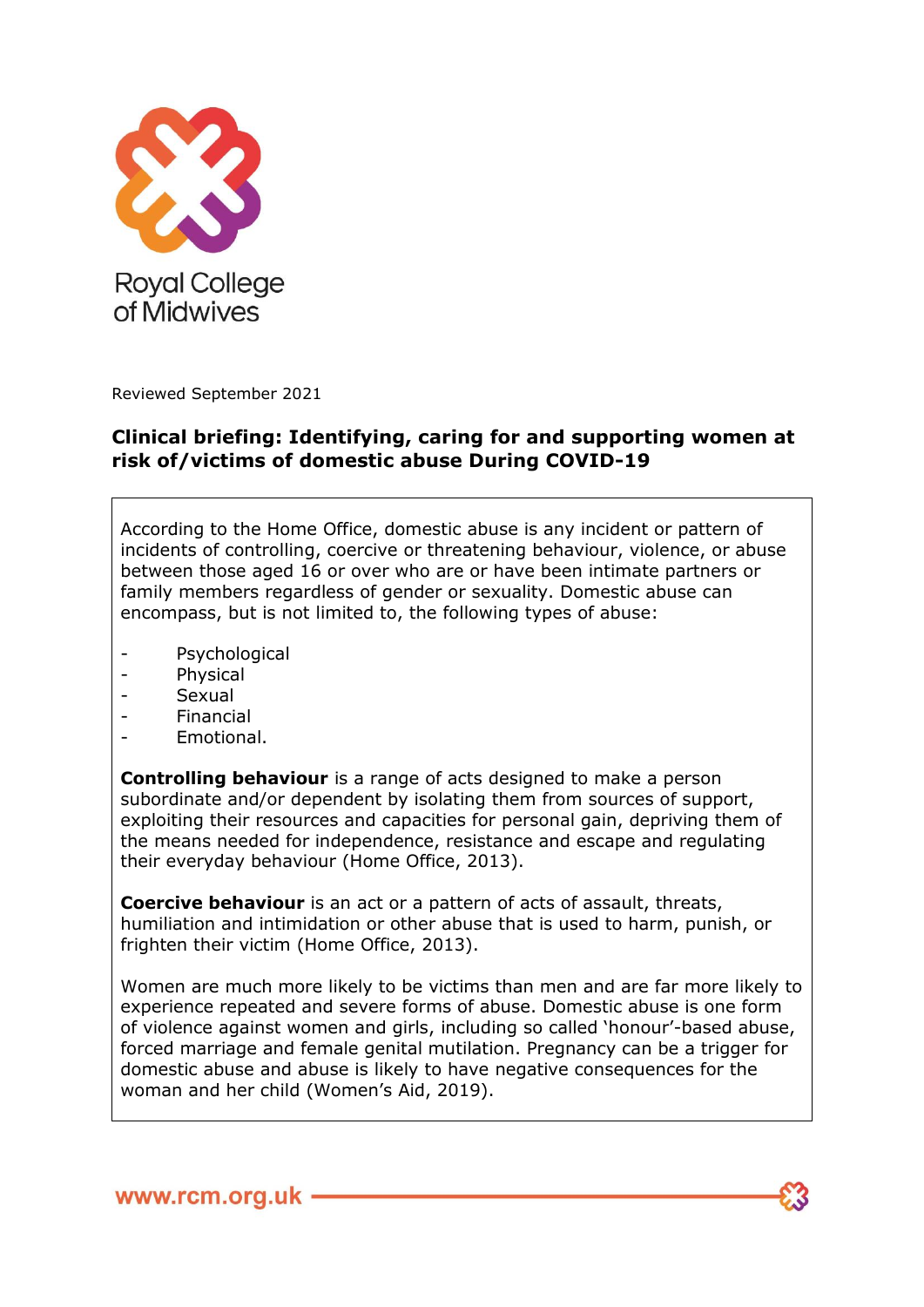Royal College of Midwives

Reviewed September 2021

# Clinical briefing: Identifying, caring for and supporting women at risk of/victims of domestic abuse During COVID-19

According to the Home Office, domestic abuse is any incident or pattern of incidents of controlling, coercive or threatening behaviour, violence, or abuse between those aged 16 or over who are or have been intimate partners or family members regardless of gender or sexuality. Domestic abuse can encompass, but is not limited to, the following types of abuse:

- Psychological
- Physical
- Sexual
- Financial
- Emotional.

**Controlling behaviour** is a range of acts designed to make a person subordinate and/or dependent by isolating them from sources of support, exploiting their resources and capacities for personal gain, depriving them of the means needed for independence, resistance and escape and regulating their everyday behaviour (Home Office, 2013).

**Coercive behaviour** is an act or a pattern of acts of assault, threats, humiliation and intimidation or other abuse that is used to harm, punish, or frighten their victim (Home Office, 2013).

Women are much more likely to be victims than men and are far more likely to experience repeated and severe forms of abuse. Domestic abuse is one form of violence against women and girls, including so called 'honour'-based abuse, forced marriage and female genital mutilation. Pregnancy can be a trigger for domestic abuse and abuse is likely to have negative consequences for the woman and her child (Women's Aid, 2019).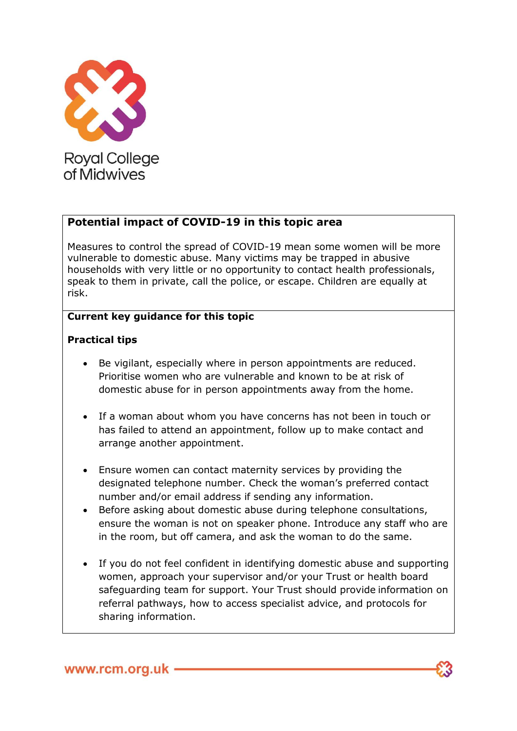## Potential impact of COVID-19 in this topic area

Measures to control the spread of COVID-19 mean some women will be more vulnerable to domestic abuse. Many victims may be trapped in abusive households with very little or no opportunity to contact health professionals, speak to them in private, call the police, or escape. Children are equally at risk.

## Current key guidance for this topic

### Practical tips

- Be vigilant, especially where in person appointments are reduced. Prioritise women who are vulnerable and known to be at risk of domestic abuse for in person appointments away from the home.

- If a woman about whom you have concerns has not been in touch or has failed to attend an appointment, follow up to make contact and arrange another appointment.

- Ensure women can contact maternity services by providing the designated telephone number. Check the woman's preferred contact number and/or email address if sending any information.
- Before asking about domestic abuse during telephone consultations, ensure the woman is not on speaker phone. Introduce any staff who are in the room, but off camera, and ask the woman to do the same.

- If you do not feel confident in identifying domestic abuse and supporting women, approach your supervisor and/or your Trust or health board safeguarding team for support. Your Trust should provide information on referral pathways, how to access specialist advice, and protocols for sharing information.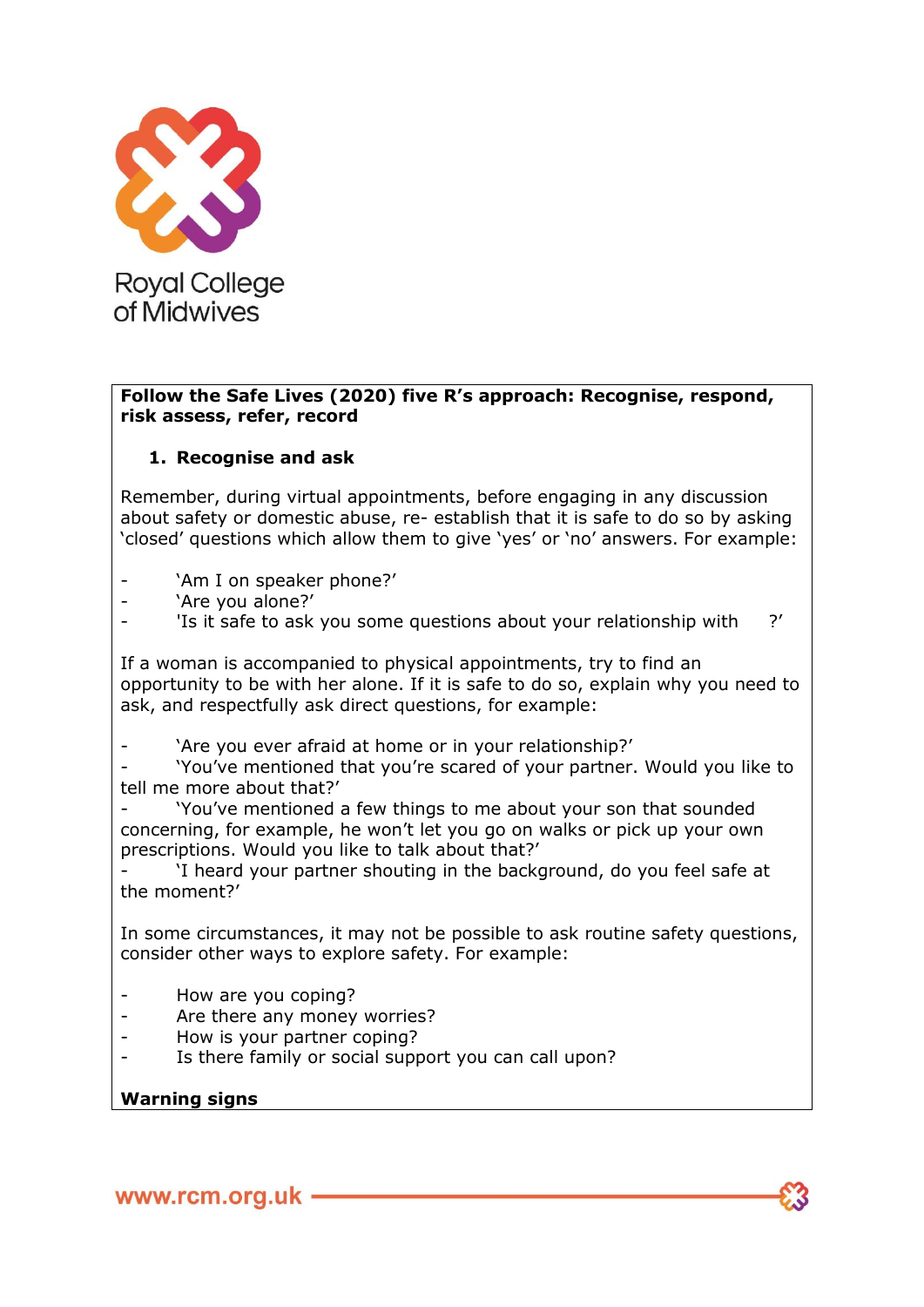**Follow the Safe Lives (2020) five R's approach: Recognise, respond, risk assess, refer, record**

1. **Recognise and ask**

Remember, during virtual appointments, before engaging in any discussion about safety or domestic abuse, re- establish that it is safe to do so by asking 'closed' questions which allow them to give 'yes' or 'no' answers. For example:

- 'Am I on speaker phone?'
- 'Are you alone?'
- 'Is it safe to ask you some questions about your relationship with ?'

If a woman is accompanied to physical appointments, try to find an opportunity to be with her alone. If it is safe to do so, explain why you need to ask, and respectfully ask direct questions, for example:

- 'Are you ever afraid at home or in your relationship?'
- 'You've mentioned that you're scared of your partner. Would you like to tell me more about that?'
- 'You've mentioned a few things to me about your son that sounded concerning, for example, he won't let you go on walks or pick up your own prescriptions. Would you like to talk about that?'
- 'I heard your partner shouting in the background, do you feel safe at the moment?'

In some circumstances, it may not be possible to ask routine safety questions, consider other ways to explore safety. For example:

- How are you coping?
- Are there any money worries?
- How is your partner coping?
- Is there family or social support you can call upon?

**Warning signs**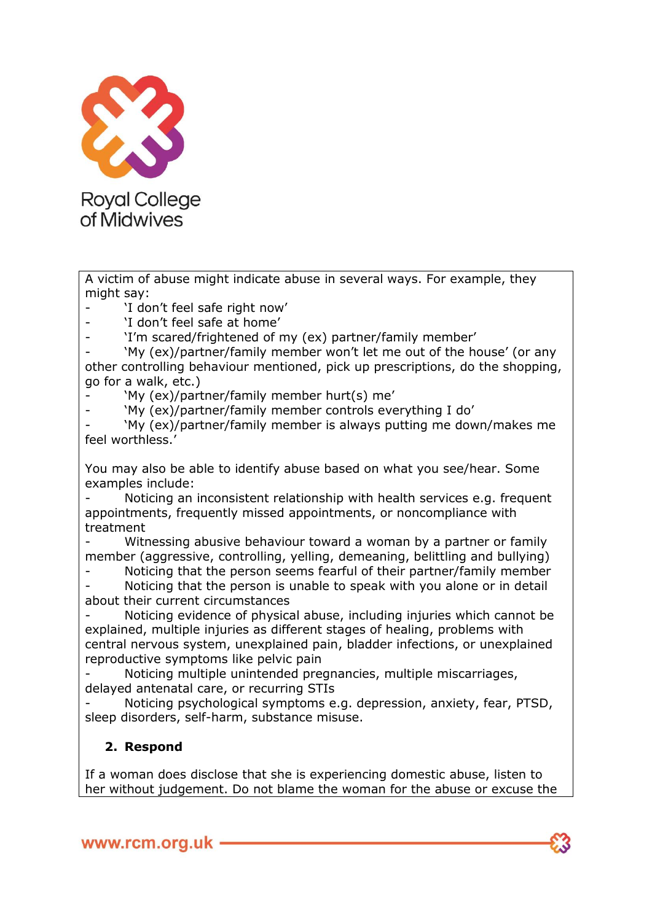A victim of abuse might indicate abuse in several ways. For example, they might say:

- 'I don't feel safe right now'
- 'I don't feel safe at home'
- 'I'm scared/frightened of my (ex) partner/family member'
- 'My (ex)/partner/family member won't let me out of the house' (or any other controlling behaviour mentioned, pick up prescriptions, do the shopping, go for a walk, etc.)
- 'My (ex)/partner/family member hurt(s) me'
- 'My (ex)/partner/family member controls everything I do'
- 'My (ex)/partner/family member is always putting me down/makes me feel worthless.'

You may also be able to identify abuse based on what you see/hear. Some examples include:

- Noticing an inconsistent relationship with health services e.g. frequent appointments, frequently missed appointments, or noncompliance with treatment
- Witnessing abusive behaviour toward a woman by a partner or family member (aggressive, controlling, yelling, demeaning, belittling and bullying)
- Noticing that the person seems fearful of their partner/family member
- Noticing that the person is unable to speak with you alone or in detail about their current circumstances
- Noticing evidence of physical abuse, including injuries which cannot be explained, multiple injuries as different stages of healing, problems with central nervous system, unexplained pain, bladder infections, or unexplained reproductive symptoms like pelvic pain
- Noticing multiple unintended pregnancies, multiple miscarriages, delayed antenatal care, or recurring STIs
- Noticing psychological symptoms e.g. depression, anxiety, fear, PTSD, sleep disorders, self-harm, substance misuse.

**2. Respond**

If a woman does disclose that she is experiencing domestic abuse, listen to her without judgement. Do not blame the woman for the abuse or excuse the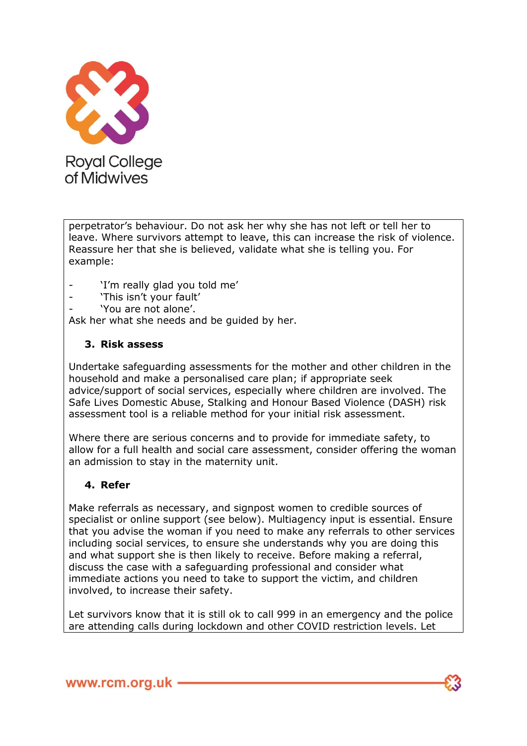perpetrator's behaviour. Do not ask her why she has not left or tell her to leave. Where survivors attempt to leave, this can increase the risk of violence. Reassure her that she is believed, validate what she is telling you. For example:

- 'I'm really glad you told me'
- 'This isn't your fault'
- 'You are not alone'.

Ask her what she needs and be guided by her.

### 3. Risk assess

Undertake safeguarding assessments for the mother and other children in the household and make a personalised care plan; if appropriate seek advice/support of social services, especially where children are involved. The Safe Lives Domestic Abuse, Stalking and Honour Based Violence (DASH) risk assessment tool is a reliable method for your initial risk assessment.

Where there are serious concerns and to provide for immediate safety, to allow for a full health and social care assessment, consider offering the woman an admission to stay in the maternity unit.

### 4. Refer

Make referrals as necessary, and signpost women to credible sources of specialist or online support (see below). Multiagency input is essential. Ensure that you advise the woman if you need to make any referrals to other services including social services, to ensure she understands why you are doing this and what support she is then likely to receive. Before making a referral, discuss the case with a safeguarding professional and consider what immediate actions you need to take to support the victim, and children involved, to increase their safety.

Let survivors know that it is still ok to call 999 in an emergency and the police are attending calls during lockdown and other COVID restriction levels. Let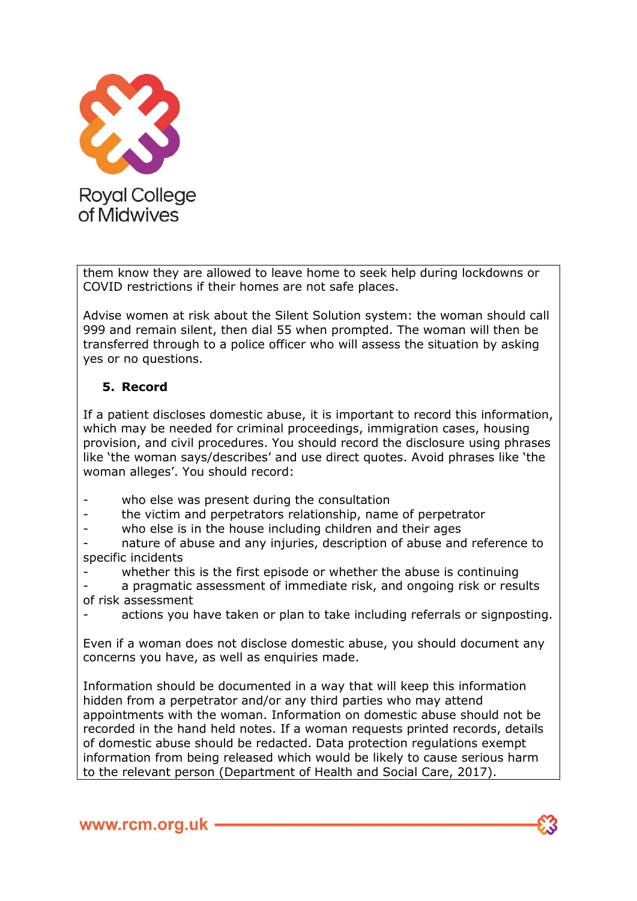them know they are allowed to leave home to seek help during lockdowns or COVID restrictions if their homes are not safe places.

Advise women at risk about the Silent Solution system: the woman should call 999 and remain silent, then dial 55 when prompted. The woman will then be transferred through to a police officer who will assess the situation by asking yes or no questions.

## 5. Record

If a patient discloses domestic abuse, it is important to record this information, which may be needed for criminal proceedings, immigration cases, housing provision, and civil procedures. You should record the disclosure using phrases like 'the woman says/describes' and use direct quotes. Avoid phrases like 'the woman alleges'. You should record:

- who else was present during the consultation
- the victim and perpetrators relationship, name of perpetrator
- who else is in the house including children and their ages
- nature of abuse and any injuries, description of abuse and reference to specific incidents
- whether this is the first episode or whether the abuse is continuing
- a pragmatic assessment of immediate risk, and ongoing risk or results of risk assessment
- actions you have taken or plan to take including referrals or signposting.

Even if a woman does not disclose domestic abuse, you should document any concerns you have, as well as enquiries made.

Information should be documented in a way that will keep this information hidden from a perpetrator and/or any third parties who may attend appointments with the woman. Information on domestic abuse should not be recorded in the hand held notes. If a woman requests printed records, details of domestic abuse should be redacted. Data protection regulations exempt information from being released which would be likely to cause serious harm to the relevant person (Department of Health and Social Care, 2017).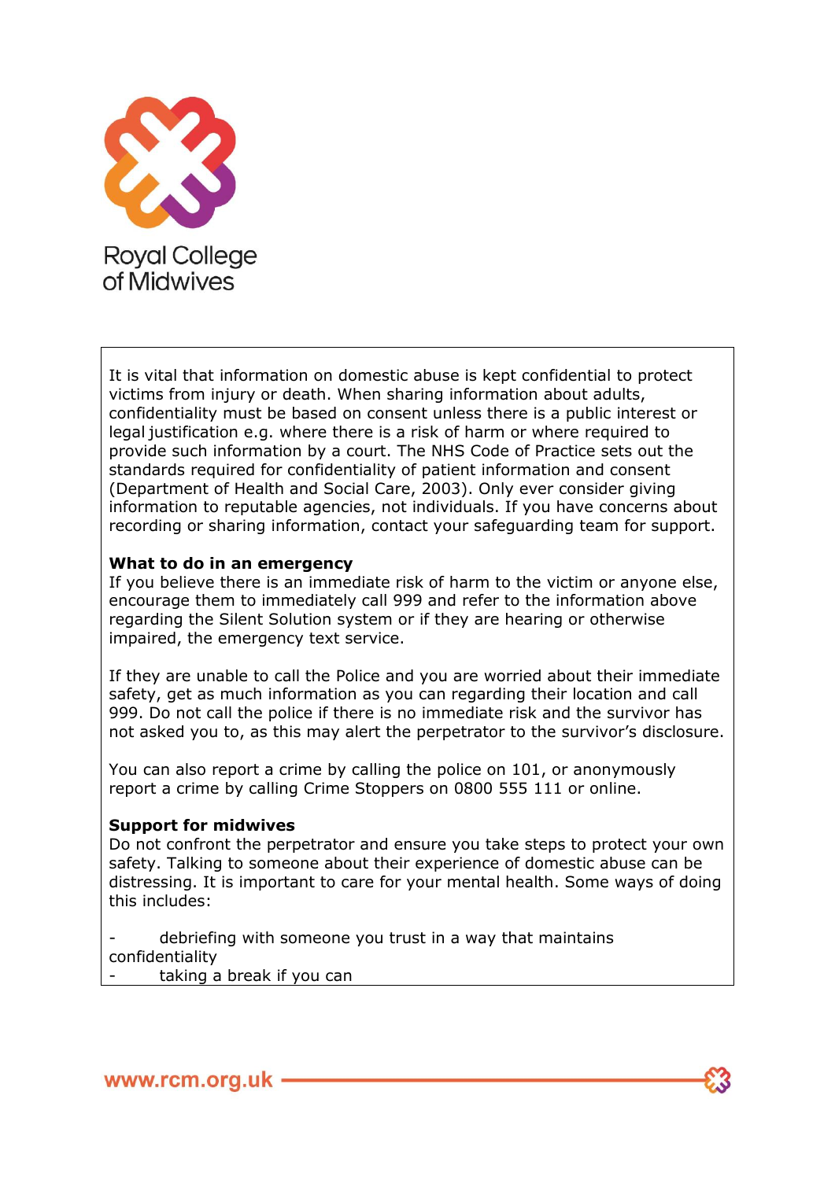Royal College of Midwives

It is vital that information on domestic abuse is kept confidential to protect victims from injury or death. When sharing information about adults, confidentiality must be based on consent unless there is a public interest or legal justification e.g. where there is a risk of harm or where required to provide such information by a court. The NHS Code of Practice sets out the standards required for confidentiality of patient information and consent (Department of Health and Social Care, 2003). Only ever consider giving information to reputable agencies, not individuals. If you have concerns about recording or sharing information, contact your safeguarding team for support.

**What to do in an emergency**

If you believe there is an immediate risk of harm to the victim or anyone else, encourage them to immediately call 999 and refer to the information above regarding the Silent Solution system or if they are hearing or otherwise impaired, the emergency text service.

If they are unable to call the Police and you are worried about their immediate safety, get as much information as you can regarding their location and call 999. Do not call the police if there is no immediate risk and the survivor has not asked you to, as this may alert the perpetrator to the survivor's disclosure.

You can also report a crime by calling the police on 101, or anonymously report a crime by calling Crime Stoppers on 0800 555 111 or online.

**Support for midwives**

Do not confront the perpetrator and ensure you take steps to protect your own safety. Talking to someone about their experience of domestic abuse can be distressing. It is important to care for your mental health. Some ways of doing this includes:

- debriefing with someone you trust in a way that maintains confidentiality
- taking a break if you can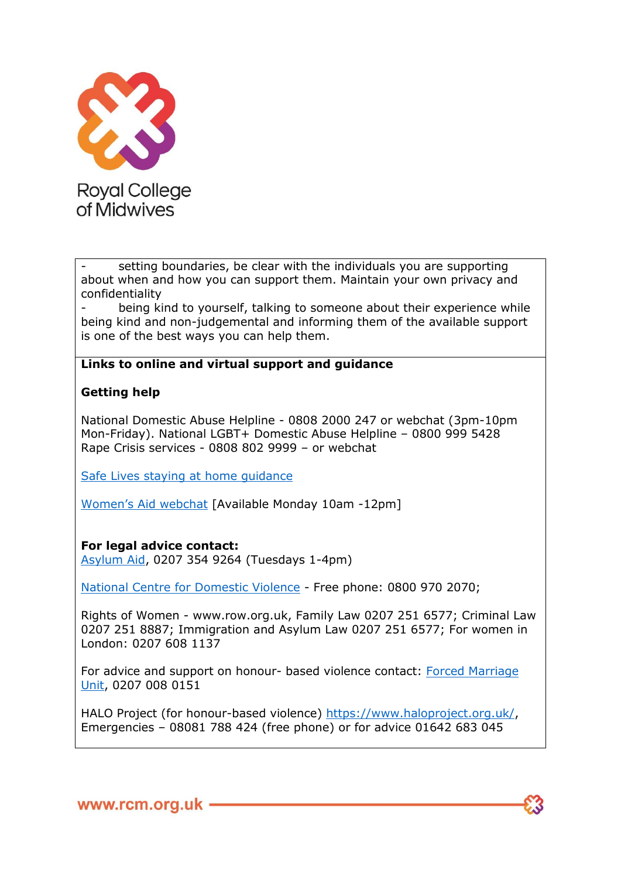- setting boundaries, be clear with the individuals you are supporting about when and how you can support them. Maintain your own privacy and confidentiality
- being kind to yourself, talking to someone about their experience while being kind and non-judgemental and informing them of the available support is one of the best ways you can help them.

**Links to online and virtual support and guidance**

**Getting help**

National Domestic Abuse Helpline - 0808 2000 247 or webchat (3pm-10pm Mon-Friday). National LGBT+ Domestic Abuse Helpline – 0800 999 5428
Rape Crisis services - 0808 802 9999 – or webchat

Safe Lives staying at home guidance

Women's Aid webchat [Available Monday 10am -12pm]

**For legal advice contact:**
Asylum Aid, 0207 354 9264 (Tuesdays 1-4pm)

National Centre for Domestic Violence - Free phone: 0800 970 2070;

Rights of Women - www.row.org.uk, Family Law 0207 251 6577; Criminal Law 0207 251 8887; Immigration and Asylum Law 0207 251 6577; For women in London: 0207 608 1137

For advice and support on honour- based violence contact: Forced Marriage Unit, 0207 008 0151

HALO Project (for honour-based violence) https://www.haloproject.org.uk/, Emergencies – 08081 788 424 (free phone) or for advice 01642 683 045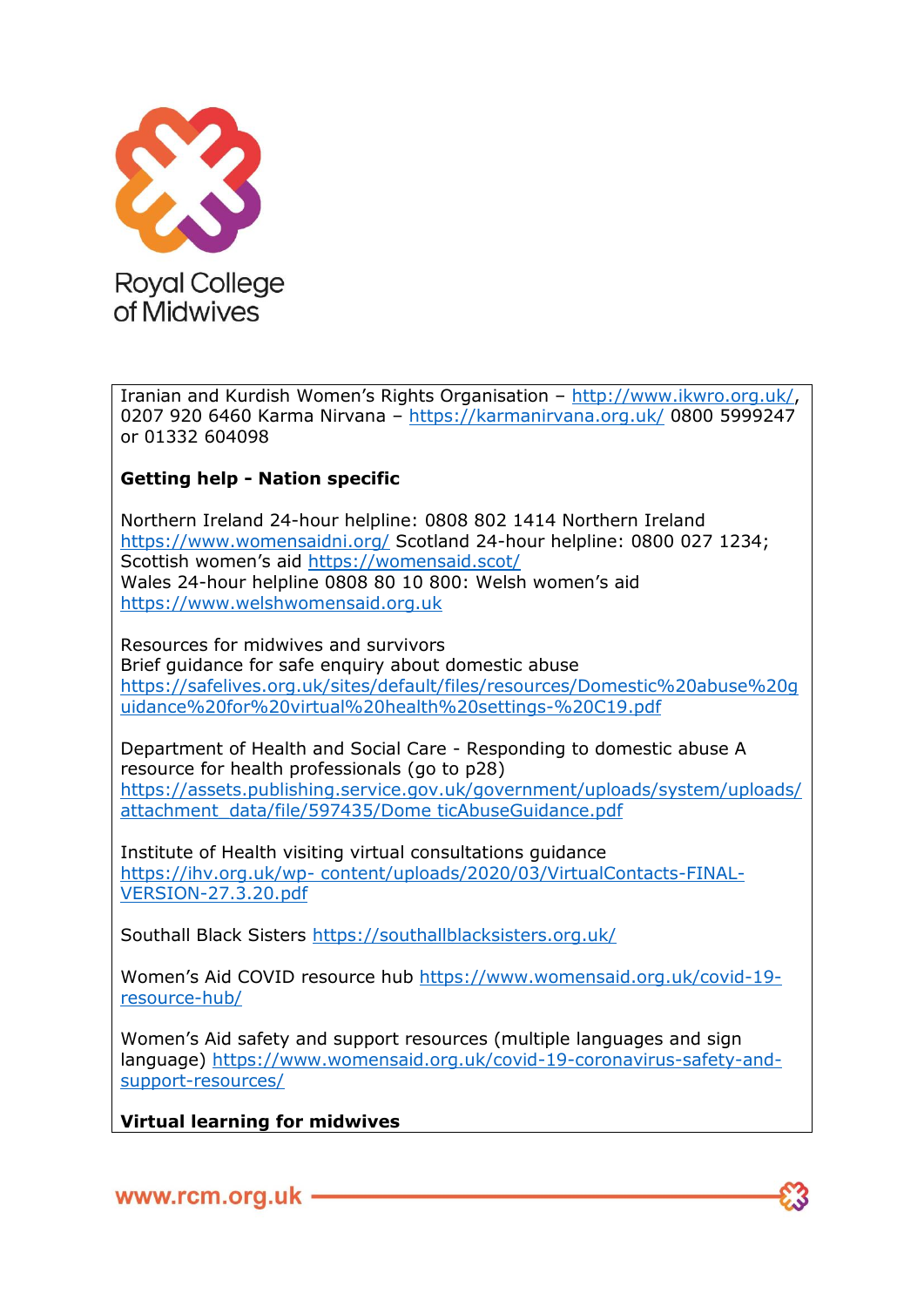Iranian and Kurdish Women's Rights Organisation – http://www.ikwro.org.uk/, 0207 920 6460 Karma Nirvana – https://karmanirvana.org.uk/ 0800 5999247 or 01332 604098

**Getting help - Nation specific**

Northern Ireland 24-hour helpline: 0808 802 1414 Northern Ireland https://www.womensaidni.org/ Scotland 24-hour helpline: 0800 027 1234; Scottish women's aid https://womensaid.scot/
Wales 24-hour helpline 0808 80 10 800: Welsh women's aid https://www.welshwomensaid.org.uk

Resources for midwives and survivors
Brief guidance for safe enquiry about domestic abuse https://safelives.org.uk/sites/default/files/resources/Domestic%20abuse%20guidance%20for%20virtual%20health%20settings-%20C19.pdf

Department of Health and Social Care - Responding to domestic abuse A resource for health professionals (go to p28)
https://assets.publishing.service.gov.uk/government/uploads/system/uploads/attachment_data/file/597435/Dome ticAbuseGuidance.pdf

Institute of Health visiting virtual consultations guidance
https://ihv.org.uk/wp- content/uploads/2020/03/VirtualContacts-FINAL-VERSION-27.3.20.pdf

Southall Black Sisters https://southallblacksisters.org.uk/

Women's Aid COVID resource hub https://www.womensaid.org.uk/covid-19-resource-hub/

Women's Aid safety and support resources (multiple languages and sign language) https://www.womensaid.org.uk/covid-19-coronavirus-safety-and-support-resources/

**Virtual learning for midwives**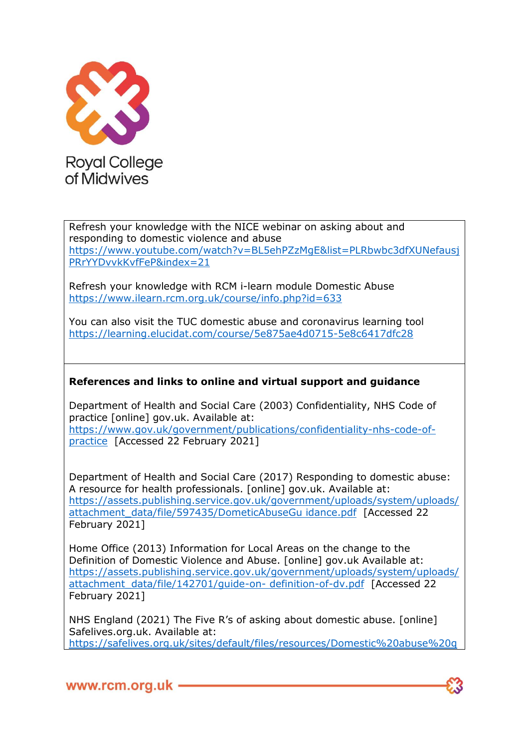Refresh your knowledge with the NICE webinar on asking about and responding to domestic violence and abuse
https://www.youtube.com/watch?v=BL5ehPZzMgE&list=PLRbwbc3dfXUNefausjPRrYYDvvkKvfFeP&index=21

Refresh your knowledge with RCM i-learn module Domestic Abuse
https://www.ilearn.rcm.org.uk/course/info.php?id=633

You can also visit the TUC domestic abuse and coronavirus learning tool
https://learning.elucidat.com/course/5e875ae4d0715-5e8c6417dfc28

**References and links to online and virtual support and guidance**

Department of Health and Social Care (2003) Confidentiality, NHS Code of practice [online] gov.uk. Available at: https://www.gov.uk/government/publications/confidentiality-nhs-code-of-practice [Accessed 22 February 2021]

Department of Health and Social Care (2017) Responding to domestic abuse: A resource for health professionals. [online] gov.uk. Available at: https://assets.publishing.service.gov.uk/government/uploads/system/uploads/attachment_data/file/597435/DometicAbuseGu idance.pdf [Accessed 22 February 2021]

Home Office (2013) Information for Local Areas on the change to the Definition of Domestic Violence and Abuse. [online] gov.uk Available at: https://assets.publishing.service.gov.uk/government/uploads/system/uploads/attachment_data/file/142701/guide-on- definition-of-dv.pdf [Accessed 22 February 2021]

NHS England (2021) The Five R's of asking about domestic abuse. [online] Safelives.org.uk. Available at:
https://safelives.org.uk/sites/default/files/resources/Domestic%20abuse%20g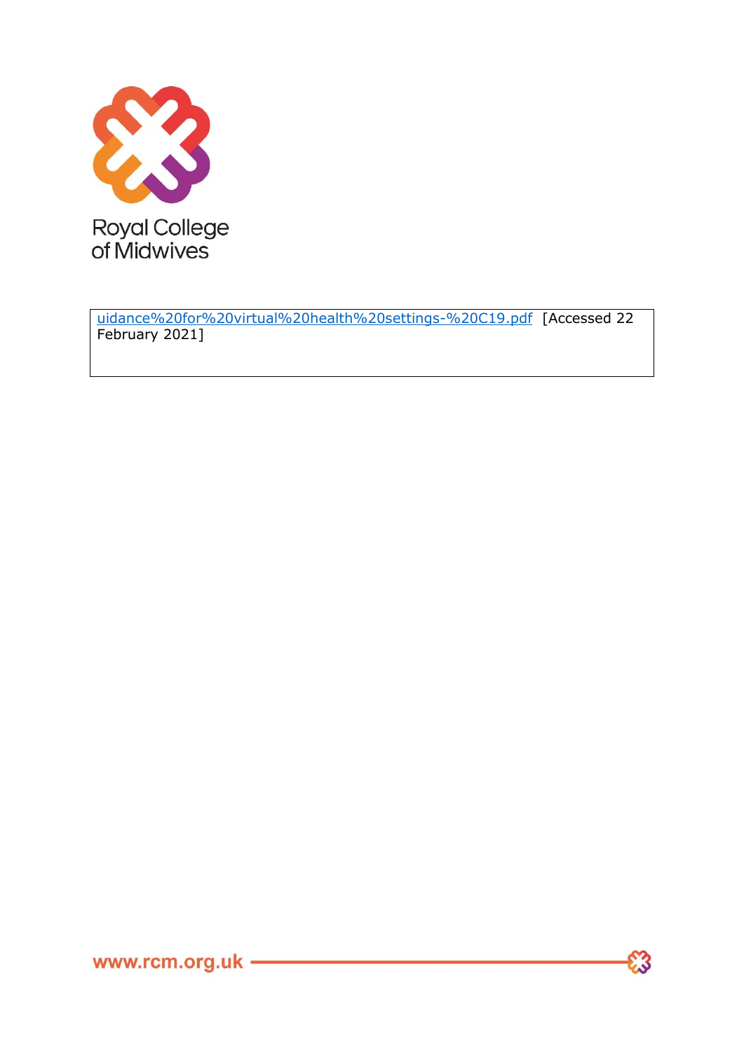Royal College of Midwives

| |
|---|
| uidance%20for%20virtual%20health%20settings-%20C19.pdf [Accessed 22 February 2021] |